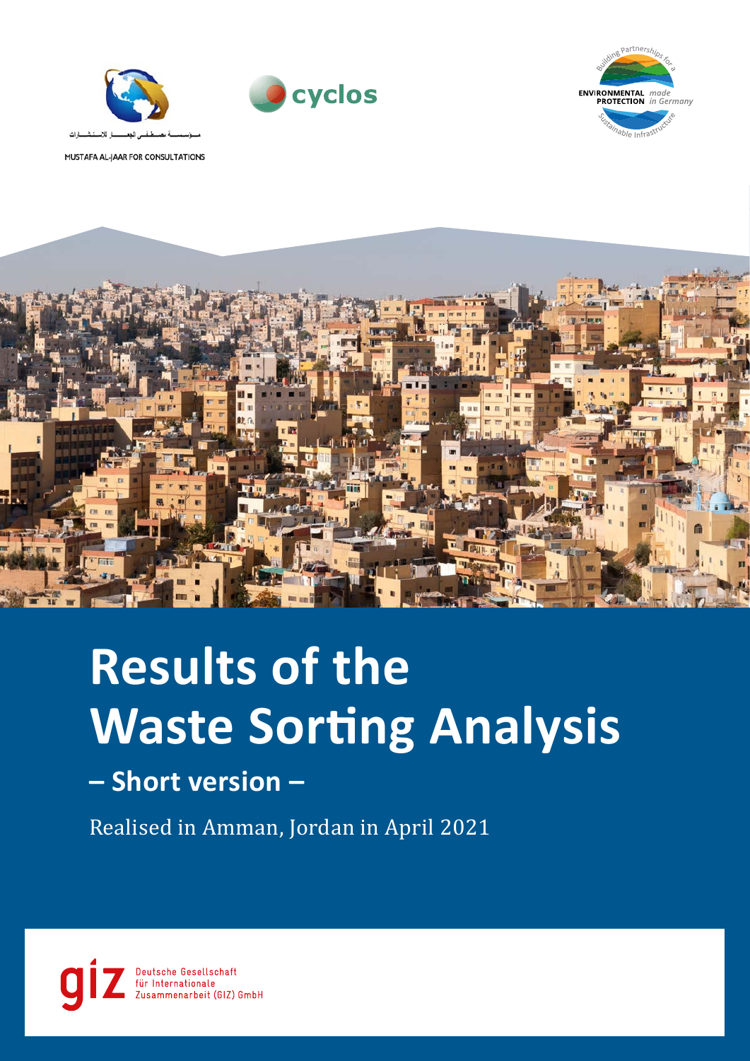مـؤسـسـة مـصـطـفـى الجعـار للاسـتـشـارات

MUSTAFA AL-JAAR FOR CONSULTATIONS

cyclos

Building Partnerships for a Sustainable Infrastructure

ENVIRONMENTAL PROTECTION *made in Germany*

# Results of the Waste Sorting Analysis

## – Short version –

Realised in Amman, Jordan in April 2021

Deutsche Gesellschaft für Internationale Zusammenarbeit (GIZ) GmbH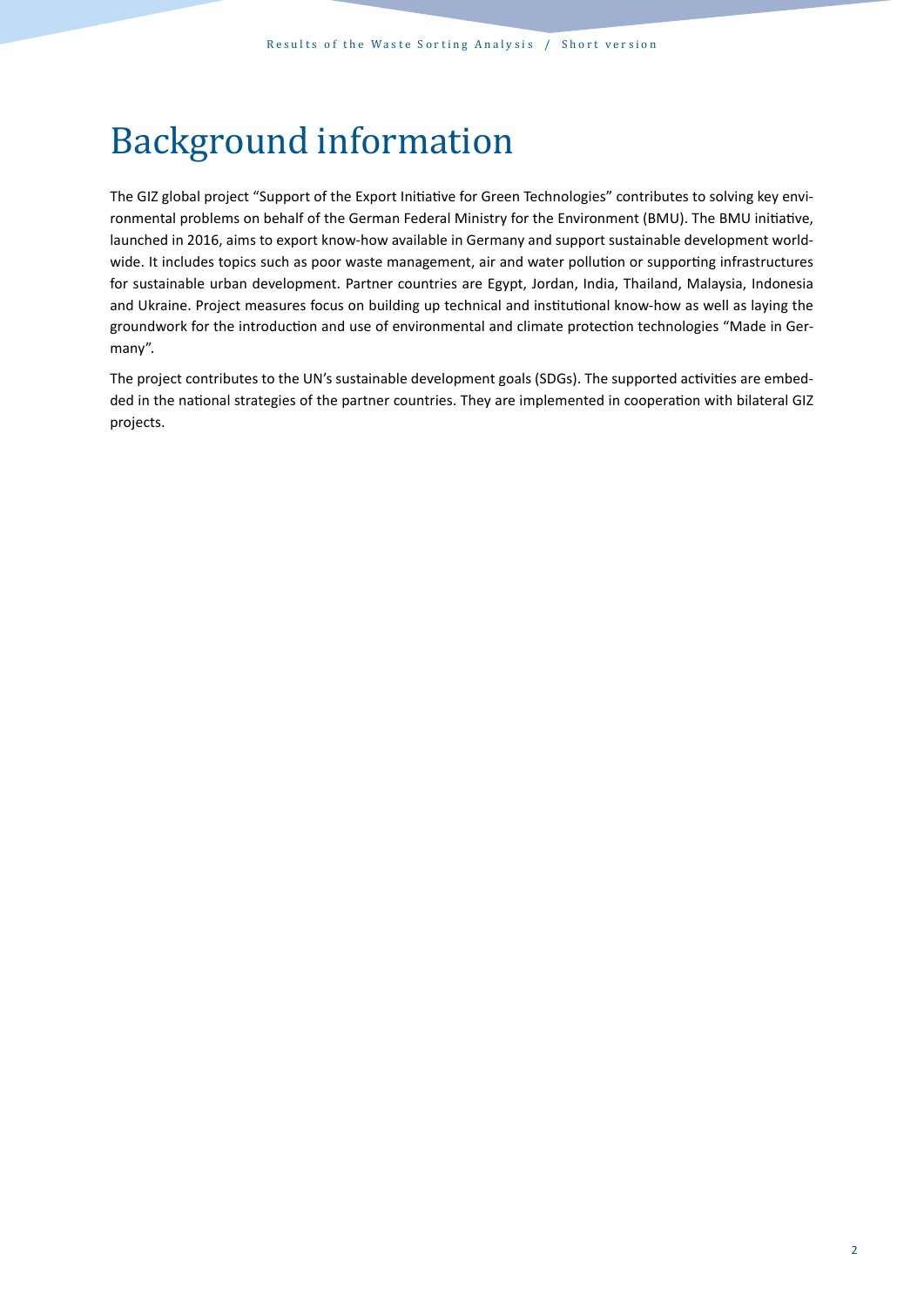# Background information

The GIZ global project "Support of the Export Initiative for Green Technologies" contributes to solving key environmental problems on behalf of the German Federal Ministry for the Environment (BMU). The BMU initiative, launched in 2016, aims to export know-how available in Germany and support sustainable development worldwide. It includes topics such as poor waste management, air and water pollution or supporting infrastructures for sustainable urban development. Partner countries are Egypt, Jordan, India, Thailand, Malaysia, Indonesia and Ukraine. Project measures focus on building up technical and institutional know-how as well as laying the groundwork for the introduction and use of environmental and climate protection technologies "Made in Germany".

The project contributes to the UN's sustainable development goals (SDGs). The supported activities are embedded in the national strategies of the partner countries. They are implemented in cooperation with bilateral GIZ projects.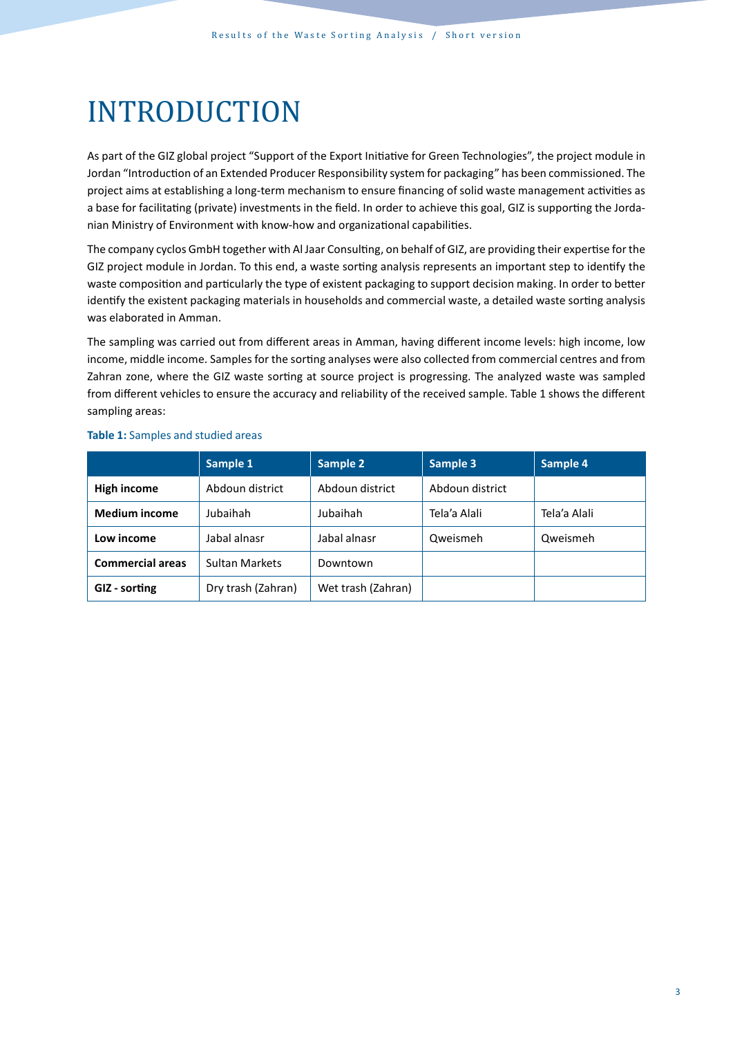# INTRODUCTION

As part of the GIZ global project "Support of the Export Initiative for Green Technologies", the project module in Jordan "Introduction of an Extended Producer Responsibility system for packaging" has been commissioned. The project aims at establishing a long-term mechanism to ensure financing of solid waste management activities as a base for facilitating (private) investments in the field. In order to achieve this goal, GIZ is supporting the Jordanian Ministry of Environment with know-how and organizational capabilities.

The company cyclos GmbH together with Al Jaar Consulting, on behalf of GIZ, are providing their expertise for the GIZ project module in Jordan. To this end, a waste sorting analysis represents an important step to identify the waste composition and particularly the type of existent packaging to support decision making. In order to better identify the existent packaging materials in households and commercial waste, a detailed waste sorting analysis was elaborated in Amman.

The sampling was carried out from different areas in Amman, having different income levels: high income, low income, middle income. Samples for the sorting analyses were also collected from commercial centres and from Zahran zone, where the GIZ waste sorting at source project is progressing. The analyzed waste was sampled from different vehicles to ensure the accuracy and reliability of the received sample. Table 1 shows the different sampling areas:

**Table 1:** Samples and studied areas

| | Sample 1 | Sample 2 | Sample 3 | Sample 4 |
|---|---|---|---|---|
| **High income** | Abdoun district | Abdoun district | Abdoun district | |
| **Medium income** | Jubaihah | Jubaihah | Tela'a Alali | Tela'a Alali |
| **Low income** | Jabal alnasr | Jabal alnasr | Qweismeh | Qweismeh |
| **Commercial areas** | Sultan Markets | Downtown | | |
| **GIZ - sorting** | Dry trash (Zahran) | Wet trash (Zahran) | | |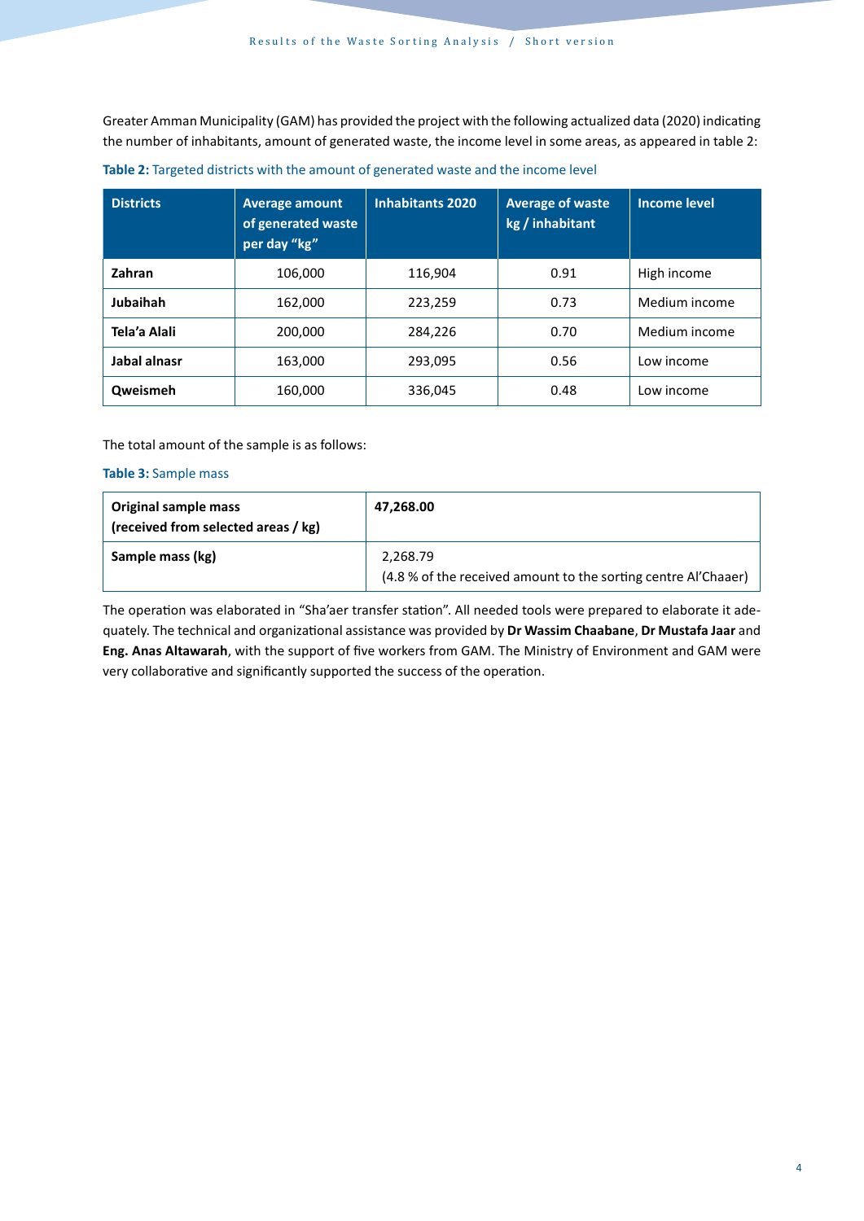Greater Amman Municipality (GAM) has provided the project with the following actualized data (2020) indicating the number of inhabitants, amount of generated waste, the income level in some areas, as appeared in table 2:

**Table 2:** Targeted districts with the amount of generated waste and the income level

| Districts | Average amount of generated waste per day "kg" | Inhabitants 2020 | Average of waste kg / inhabitant | Income level |
|---|---|---|---|---|
| **Zahran** | 106,000 | 116,904 | 0.91 | High income |
| **Jubaihah** | 162,000 | 223,259 | 0.73 | Medium income |
| **Tela'a Alali** | 200,000 | 284,226 | 0.70 | Medium income |
| **Jabal alnasr** | 163,000 | 293,095 | 0.56 | Low income |
| **Qweismeh** | 160,000 | 336,045 | 0.48 | Low income |

The total amount of the sample is as follows:

**Table 3:** Sample mass

| **Original sample mass (received from selected areas / kg)** | **47,268.00** |
|---|---|
| **Sample mass (kg)** | 2,268.79 (4.8 % of the received amount to the sorting centre Al'Chaaer) |

The operation was elaborated in "Sha'aer transfer station". All needed tools were prepared to elaborate it adequately. The technical and organizational assistance was provided by **Dr Wassim Chaabane**, **Dr Mustafa Jaar** and **Eng. Anas Altawarah**, with the support of five workers from GAM. The Ministry of Environment and GAM were very collaborative and significantly supported the success of the operation.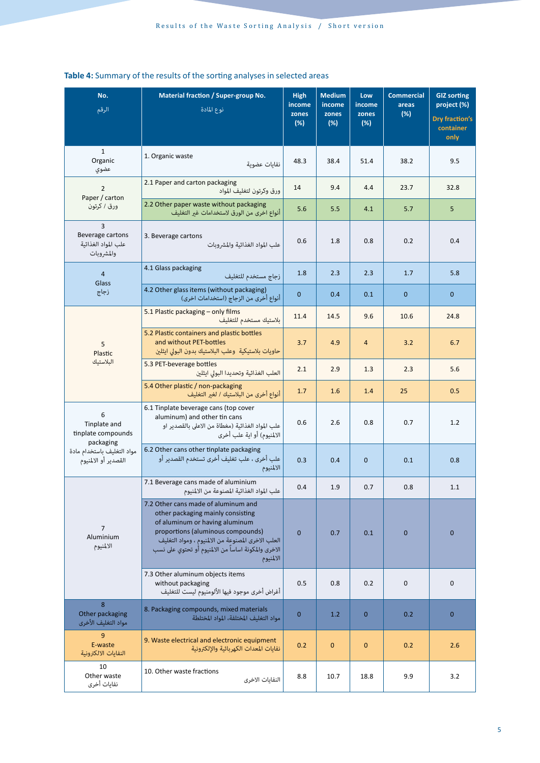**Table 4:** Summary of the results of the sorting analyses in selected areas

| No. الرقم | Material fraction / Super-group No. نوع المادة | High income zones (%) | Medium income zones (%) | Low income zones (%) | Commercial areas (%) | GIZ sorting project (%) Dry fraction's container only |
|---|---|---|---|---|---|---|
| 1 Organic عضوي | 1. Organic waste نفايات عضوية | 48.3 | 38.4 | 51.4 | 38.2 | 9.5 |
| 2 Paper / carton ورق / كرتون | 2.1 Paper and carton packaging ورق وكرتون لتغليف المواد | 14 | 9.4 | 4.4 | 23.7 | 32.8 |
| | 2.2 Other paper waste without packaging أنواع اخرى من الورق لاستخدامات غير التغليف | 5.6 | 5.5 | 4.1 | 5.7 | 5 |
| 3 Beverage cartons علب المواد الغذائية والمشروبات | 3. Beverage cartons علب المواد الغذائية والمشروبات | 0.6 | 1.8 | 0.8 | 0.2 | 0.4 |
| 4 Glass زجاج | 4.1 Glass packaging زجاج مستخدم للتغليف | 1.8 | 2.3 | 2.3 | 1.7 | 5.8 |
| | 4.2 Other glass items (without packaging) أنواع أخرى من الزجاج (استخدامات اخرى) | 0 | 0.4 | 0.1 | 0 | 0 |
| 5 Plastic البلاستيك | 5.1 Plastic packaging – only films بلاستيك مستخدم للتغليف | 11.4 | 14.5 | 9.6 | 10.6 | 24.8 |
| | 5.2 Plastic containers and plastic bottles and without PET-bottles حاويات بلاستيكية وعلب البلاستيك بدون البولي ايثلين | 3.7 | 4.9 | 4 | 3.2 | 6.7 |
| | 5.3 PET-beverage bottles العلب الغذائية وتحديدا البولي ايثلين | 2.1 | 2.9 | 1.3 | 2.3 | 5.6 |
| | 5.4 Other plastic / non-packaging أنواع أخرى من البلاستيك / لغير التغليف | 1.7 | 1.6 | 1.4 | 25 | 0.5 |
| 6 Tinplate and tinplate compounds packaging مواد التغليف باستخدام مادة القصدير أو الالمنيوم | 6.1 Tinplate beverage cans (top cover aluminum) and other tin cans علب المواد الغذائية (مغطاة من الاعلى بالقصدير او الالمنيوم) أو اية علب أخرى | 0.6 | 2.6 | 0.8 | 0.7 | 1.2 |
| | 6.2 Other cans other tinplate packaging علب أخرى ، علب تغليف أخرى تستخدم القصدير أو الالمنيوم | 0.3 | 0.4 | 0 | 0.1 | 0.8 |
| 7 Aluminium الالمنيوم | 7.1 Beverage cans made of aluminium علب المواد الغذائية المصنوعة من الالمنيوم | 0.4 | 1.9 | 0.7 | 0.8 | 1.1 |
| | 7.2 Other cans made of aluminum and other packaging mainly consisting of aluminum or having aluminum proportions (aluminous compounds) العلب الاخرى المصنوعة من الالمنيوم ، ومواد التغليف الاخرى والمكونة اساساً من الالمنيوم أو تحتوي على نسب الالمنيوم | 0 | 0.7 | 0.1 | 0 | 0 |
| | 7.3 Other aluminum objects items without packaging أغراض أخرى موجود فيها الألومنيوم ليست للتغليف | 0.5 | 0.8 | 0.2 | 0 | 0 |
| 8 Other packaging مواد التغليف الأخرى | 8. Packaging compounds, mixed materials مواد التغليف المختلفة، المواد المختلطة | 0 | 1.2 | 0 | 0.2 | 0 |
| 9 E-waste النفايات الالكترونية | 9. Waste electrical and electronic equipment نفايات المعدات الكهربائية والإلكترونية | 0.2 | 0 | 0 | 0.2 | 2.6 |
| 10 Other waste نفايات أخرى | 10. Other waste fractions النفايات الاخرى | 8.8 | 10.7 | 18.8 | 9.9 | 3.2 |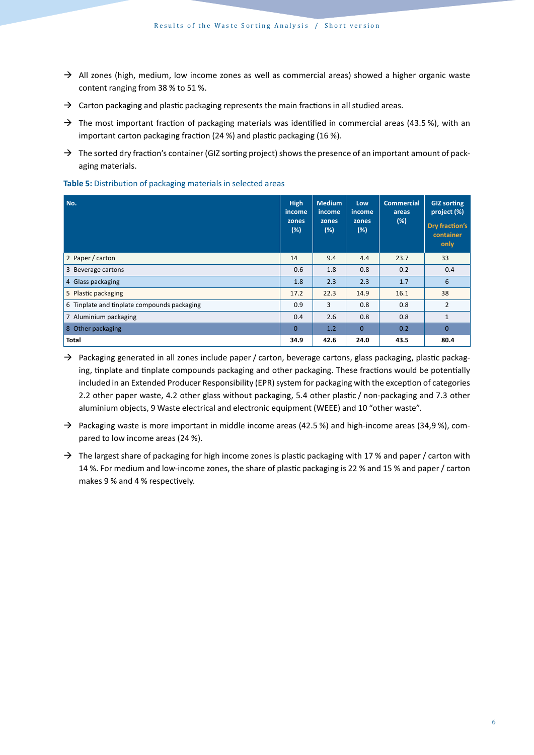- → All zones (high, medium, low income zones as well as commercial areas) showed a higher organic waste content ranging from 38 % to 51 %.
- → Carton packaging and plastic packaging represents the main fractions in all studied areas.
- → The most important fraction of packaging materials was identified in commercial areas (43.5 %), with an important carton packaging fraction (24 %) and plastic packaging (16 %).
- → The sorted dry fraction's container (GIZ sorting project) shows the presence of an important amount of packaging materials.

**Table 5:** Distribution of packaging materials in selected areas

| No. | High income zones (%) | Medium income zones (%) | Low income zones (%) | Commercial areas (%) | GIZ sorting project (%) Dry fraction's container only |
|---|---|---|---|---|---|
| 2 Paper / carton | 14 | 9.4 | 4.4 | 23.7 | 33 |
| 3 Beverage cartons | 0.6 | 1.8 | 0.8 | 0.2 | 0.4 |
| 4 Glass packaging | 1.8 | 2.3 | 2.3 | 1.7 | 6 |
| 5 Plastic packaging | 17.2 | 22.3 | 14.9 | 16.1 | 38 |
| 6 Tinplate and tinplate compounds packaging | 0.9 | 3 | 0.8 | 0.8 | 2 |
| 7 Aluminium packaging | 0.4 | 2.6 | 0.8 | 0.8 | 1 |
| 8 Other packaging | 0 | 1.2 | 0 | 0.2 | 0 |
| **Total** | **34.9** | **42.6** | **24.0** | **43.5** | **80.4** |

- → Packaging generated in all zones include paper / carton, beverage cartons, glass packaging, plastic packaging, tinplate and tinplate compounds packaging and other packaging. These fractions would be potentially included in an Extended Producer Responsibility (EPR) system for packaging with the exception of categories 2.2 other paper waste, 4.2 other glass without packaging, 5.4 other plastic / non-packaging and 7.3 other aluminium objects, 9 Waste electrical and electronic equipment (WEEE) and 10 "other waste".
- → Packaging waste is more important in middle income areas (42.5 %) and high-income areas (34,9 %), compared to low income areas (24 %).
- → The largest share of packaging for high income zones is plastic packaging with 17 % and paper / carton with 14 %. For medium and low-income zones, the share of plastic packaging is 22 % and 15 % and paper / carton makes 9 % and 4 % respectively.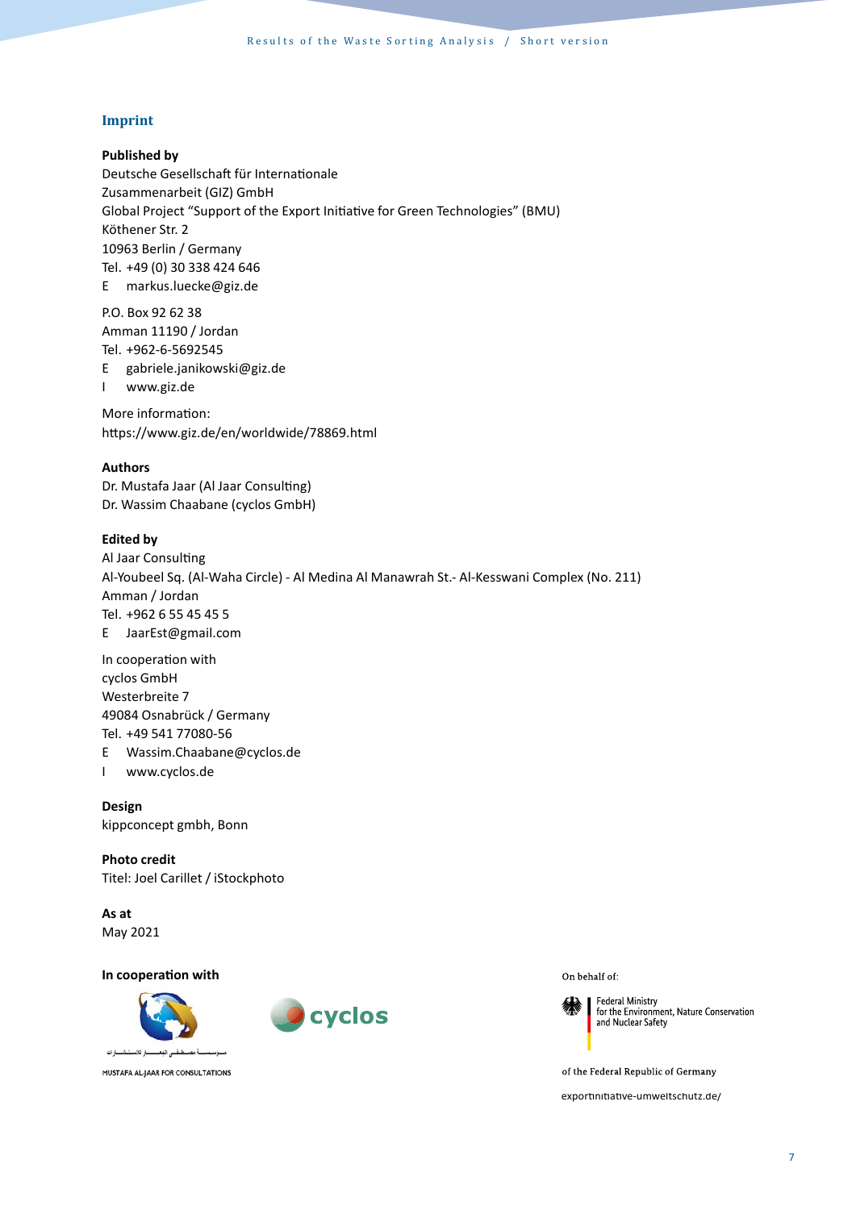## Imprint

**Published by**
Deutsche Gesellschaft für Internationale
Zusammenarbeit (GIZ) GmbH
Global Project "Support of the Export Initiative for Green Technologies" (BMU)
Köthener Str. 2
10963 Berlin / Germany
Tel. +49 (0) 30 338 424 646
E markus.luecke@giz.de

P.O. Box 92 62 38
Amman 11190 / Jordan
Tel. +962-6-5692545
E gabriele.janikowski@giz.de
I www.giz.de

More information:
https://www.giz.de/en/worldwide/78869.html

**Authors**
Dr. Mustafa Jaar (Al Jaar Consulting)
Dr. Wassim Chaabane (cyclos GmbH)

**Edited by**
Al Jaar Consulting
Al-Youbeel Sq. (Al-Waha Circle) - Al Medina Al Manawrah St.- Al-Kesswani Complex (No. 211)
Amman / Jordan
Tel. +962 6 55 45 45 5
E JaarEst@gmail.com

In cooperation with
cyclos GmbH
Westerbreite 7
49084 Osnabrück / Germany
Tel. +49 541 77080-56
E Wassim.Chaabane@cyclos.de
I www.cyclos.de

**Design**
kippconcept gmbh, Bonn

**Photo credit**
Titel: Joel Carillet / iStockphoto

**As at**
May 2021

**In cooperation with**

مؤسسة مصطفى الجعار للاستشارات
MUSTAFA AL-JAAR FOR CONSULTATIONS

cyclos

On behalf of:

Federal Ministry
for the Environment, Nature Conservation
and Nuclear Safety

of the Federal Republic of Germany

exportinitiative-umweltschutz.de/